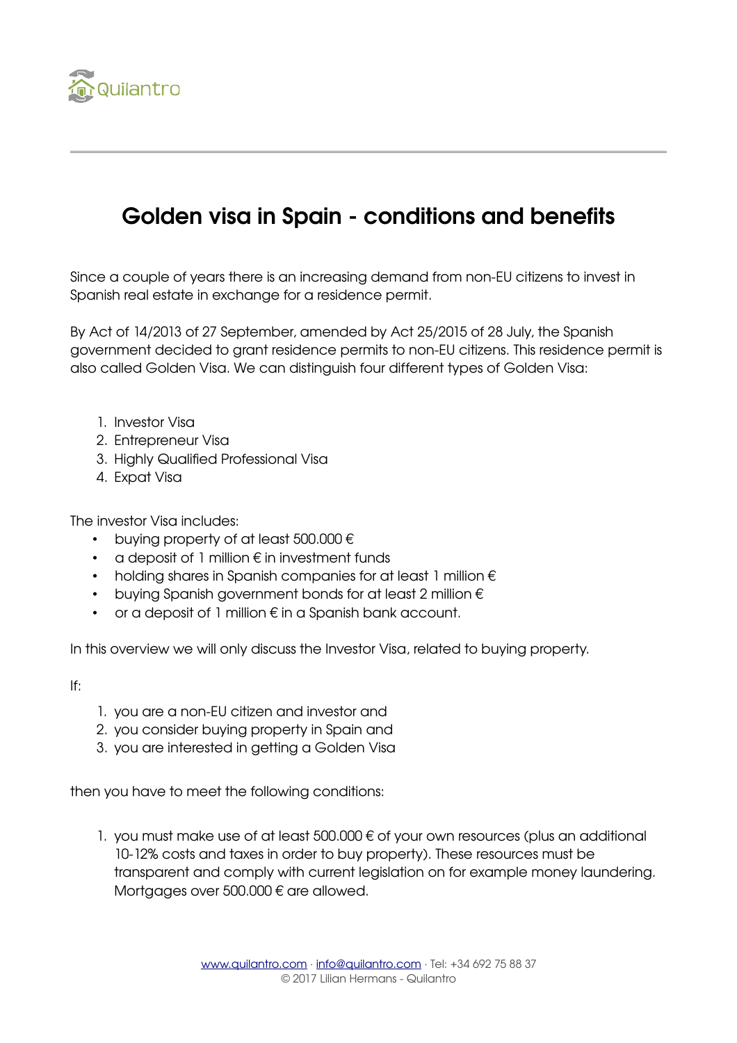Quilantro

# Golden visa in Spain - conditions and benefits

Since a couple of years there is an increasing demand from non-EU citizens to invest in Spanish real estate in exchange for a residence permit.

By Act of 14/2013 of 27 September, amended by Act 25/2015 of 28 July, the Spanish government decided to grant residence permits to non-EU citizens. This residence permit is also called Golden Visa. We can distinguish four different types of Golden Visa:

1. Investor Visa
2. Entrepreneur Visa
3. Highly Qualified Professional Visa
4. Expat Visa

The investor Visa includes:

- buying property of at least 500.000 €
- a deposit of 1 million € in investment funds
- holding shares in Spanish companies for at least 1 million €
- buying Spanish government bonds for at least 2 million €
- or a deposit of 1 million € in a Spanish bank account.

In this overview we will only discuss the Investor Visa, related to buying property.

If:

1. you are a non-EU citizen and investor and
2. you consider buying property in Spain and
3. you are interested in getting a Golden Visa

then you have to meet the following conditions:

1. you must make use of at least 500.000 € of your own resources (plus an additional 10-12% costs and taxes in order to buy property). These resources must be transparent and comply with current legislation on for example money laundering. Mortgages over 500.000 € are allowed.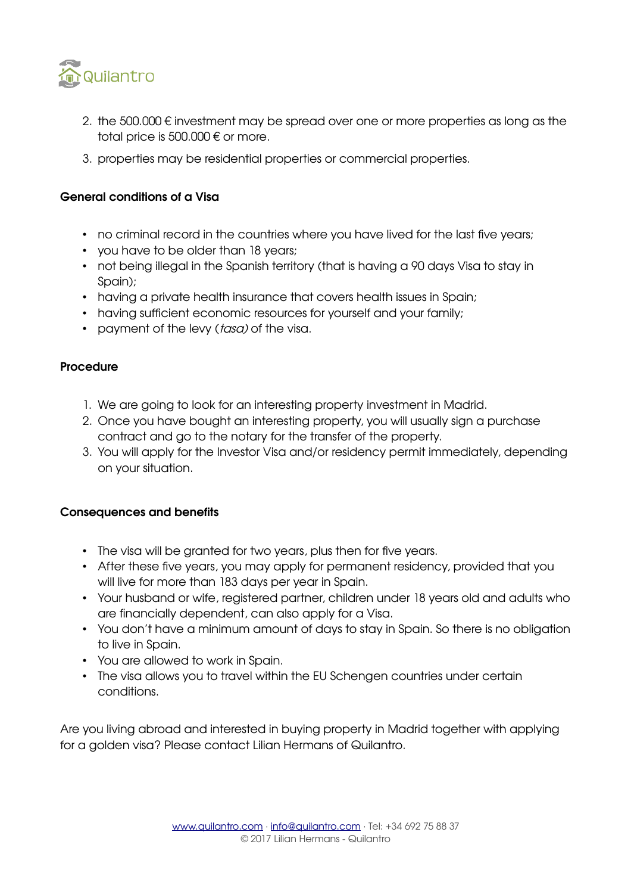2. the 500.000 € investment may be spread over one or more properties as long as the total price is 500.000 € or more.
3. properties may be residential properties or commercial properties.

**General conditions of a Visa**

- no criminal record in the countries where you have lived for the last five years;
- you have to be older than 18 years;
- not being illegal in the Spanish territory (that is having a 90 days Visa to stay in Spain);
- having a private health insurance that covers health issues in Spain;
- having sufficient economic resources for yourself and your family;
- payment of the levy (*tasa)* of the visa.

**Procedure**

1. We are going to look for an interesting property investment in Madrid.
2. Once you have bought an interesting property, you will usually sign a purchase contract and go to the notary for the transfer of the property.
3. You will apply for the Investor Visa and/or residency permit immediately, depending on your situation.

**Consequences and benefits**

- The visa will be granted for two years, plus then for five years.
- After these five years, you may apply for permanent residency, provided that you will live for more than 183 days per year in Spain.
- Your husband or wife, registered partner, children under 18 years old and adults who are financially dependent, can also apply for a Visa.
- You don't have a minimum amount of days to stay in Spain. So there is no obligation to live in Spain.
- You are allowed to work in Spain.
- The visa allows you to travel within the EU Schengen countries under certain conditions.

Are you living abroad and interested in buying property in Madrid together with applying for a golden visa? Please contact Lilian Hermans of Quilantro.

www.quilantro.com · info@quilantro.com · Tel: +34 692 75 88 37
© 2017 Lilian Hermans - Quilantro